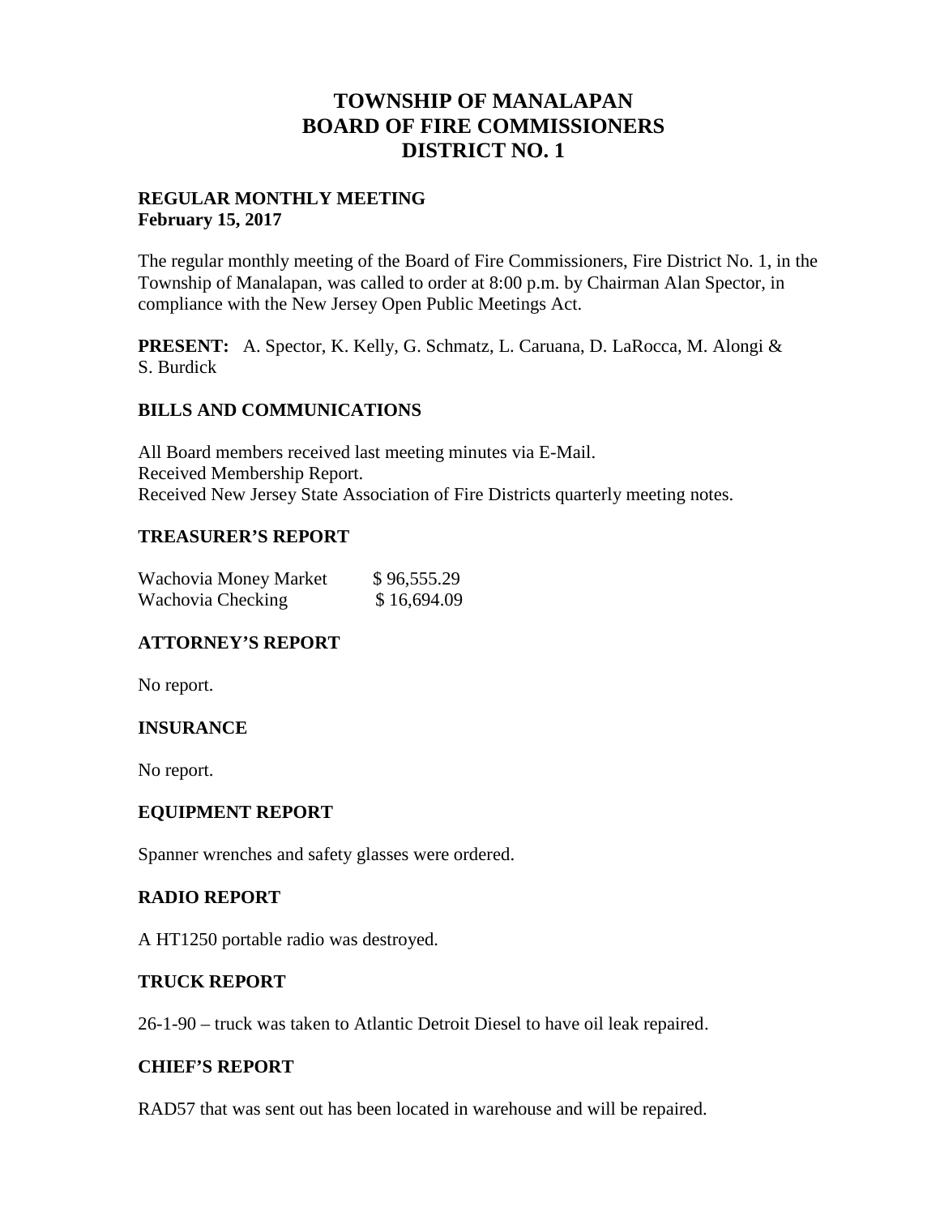# TOWNSHIP OF MANALAPAN
# BOARD OF FIRE COMMISSIONERS
# DISTRICT NO. 1

**REGULAR MONTHLY MEETING**
**February 15, 2017**

The regular monthly meeting of the Board of Fire Commissioners, Fire District No. 1, in the Township of Manalapan, was called to order at 8:00 p.m. by Chairman Alan Spector, in compliance with the New Jersey Open Public Meetings Act.

**PRESENT:** A. Spector, K. Kelly, G. Schmatz, L. Caruana, D. LaRocca, M. Alongi & S. Burdick

## BILLS AND COMMUNICATIONS

All Board members received last meeting minutes via E-Mail.
Received Membership Report.
Received New Jersey State Association of Fire Districts quarterly meeting notes.

## TREASURER'S REPORT

| | |
|---|---|
| Wachovia Money Market | $ 96,555.29 |
| Wachovia Checking | $ 16,694.09 |

## ATTORNEY'S REPORT

No report.

## INSURANCE

No report.

## EQUIPMENT REPORT

Spanner wrenches and safety glasses were ordered.

## RADIO REPORT

A HT1250 portable radio was destroyed.

## TRUCK REPORT

26-1-90 – truck was taken to Atlantic Detroit Diesel to have oil leak repaired.

## CHIEF'S REPORT

RAD57 that was sent out has been located in warehouse and will be repaired.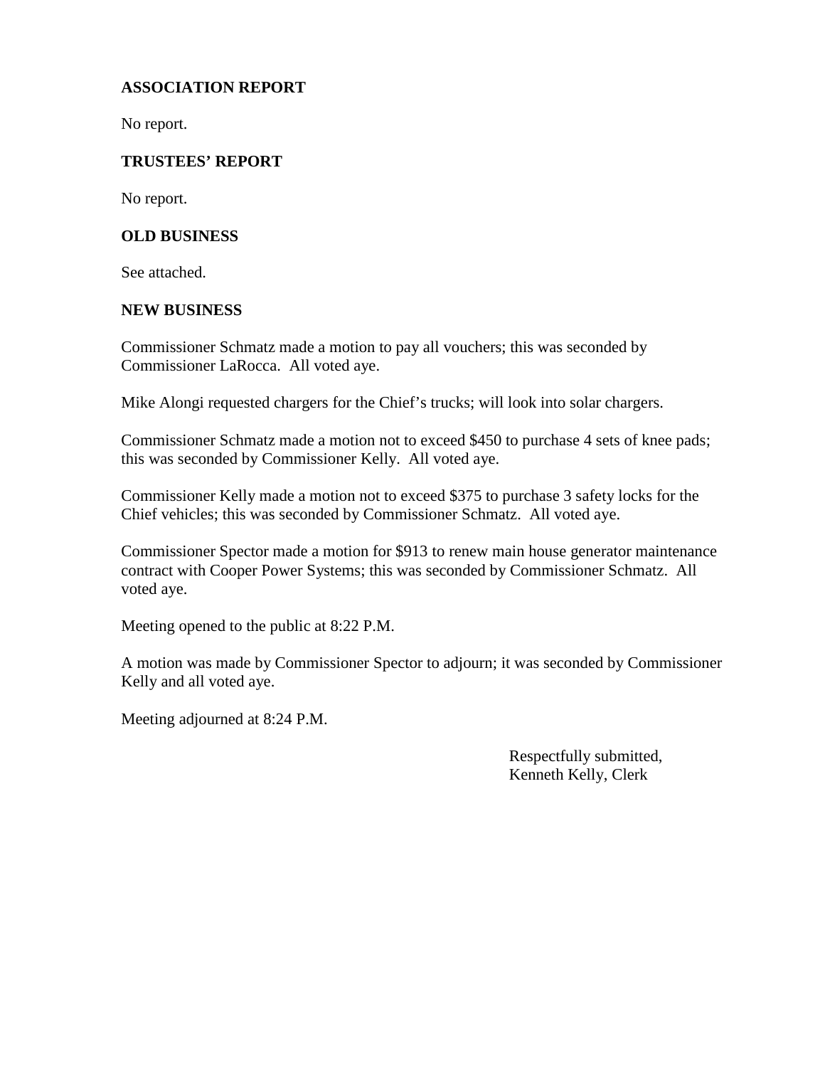## ASSOCIATION REPORT

No report.

## TRUSTEES' REPORT

No report.

## OLD BUSINESS

See attached.

## NEW BUSINESS

Commissioner Schmatz made a motion to pay all vouchers; this was seconded by Commissioner LaRocca. All voted aye.

Mike Alongi requested chargers for the Chief's trucks; will look into solar chargers.

Commissioner Schmatz made a motion not to exceed $450 to purchase 4 sets of knee pads; this was seconded by Commissioner Kelly. All voted aye.

Commissioner Kelly made a motion not to exceed $375 to purchase 3 safety locks for the Chief vehicles; this was seconded by Commissioner Schmatz. All voted aye.

Commissioner Spector made a motion for $913 to renew main house generator maintenance contract with Cooper Power Systems; this was seconded by Commissioner Schmatz. All voted aye.

Meeting opened to the public at 8:22 P.M.

A motion was made by Commissioner Spector to adjourn; it was seconded by Commissioner Kelly and all voted aye.

Meeting adjourned at 8:24 P.M.

Respectfully submitted,
Kenneth Kelly, Clerk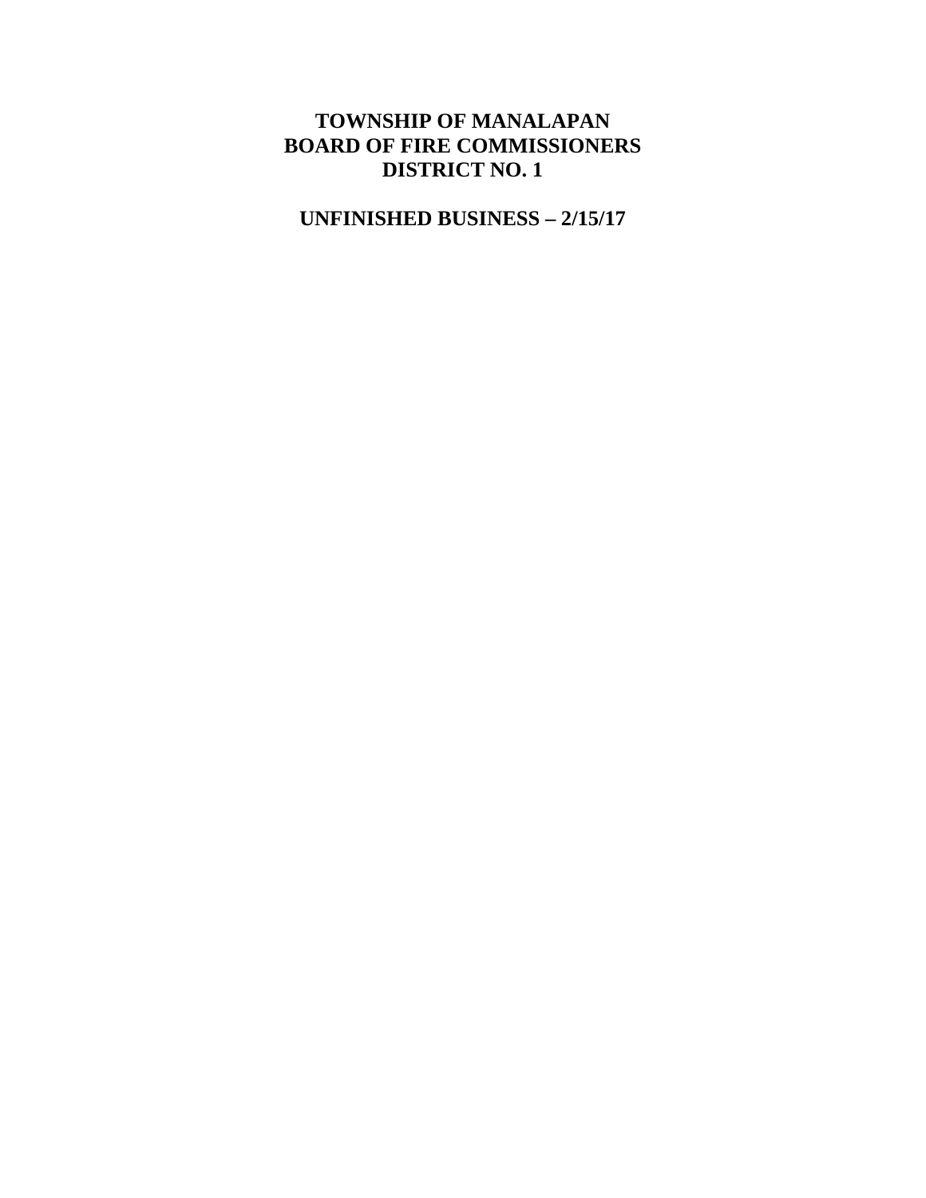# TOWNSHIP OF MANALAPAN
# BOARD OF FIRE COMMISSIONERS
# DISTRICT NO. 1

## UNFINISHED BUSINESS – 2/15/17